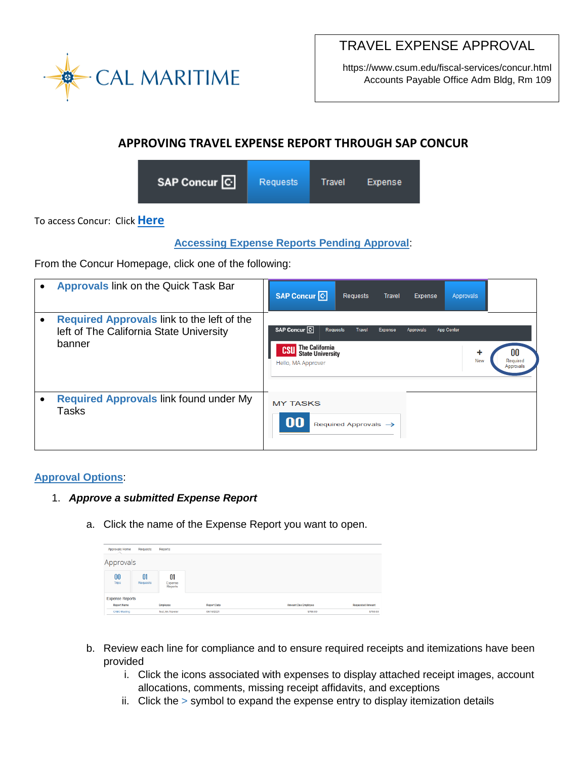CAL MARITIME

**TRAVEL EXPENSE APPROVAL**

https://www.csum.edu/fiscal-services/concur.html
Accounts Payable Office Adm Bldg, Rm 109

## APPROVING TRAVEL EXPENSE REPORT THROUGH SAP CONCUR

To access Concur: Click **Here**

**Accessing Expense Reports Pending Approval**:

From the Concur Homepage, click one of the following:

| | |
|---|---|
| • **Approvals** link on the Quick Task Bar | |
| • **Required Approvals** link to the left of the left of The California State University banner | |
| • **Required Approvals** link found under My Tasks | |

**Approval Options**:

1. ***Approve a submitted Expense Report***

   a. Click the name of the Expense Report you want to open.

   b. Review each line for compliance and to ensure required receipts and itemizations have been provided

      i. Click the icons associated with expenses to display attached receipt images, account allocations, comments, missing receipt affidavits, and exceptions

      ii. Click the > symbol to expand the expense entry to display itemization details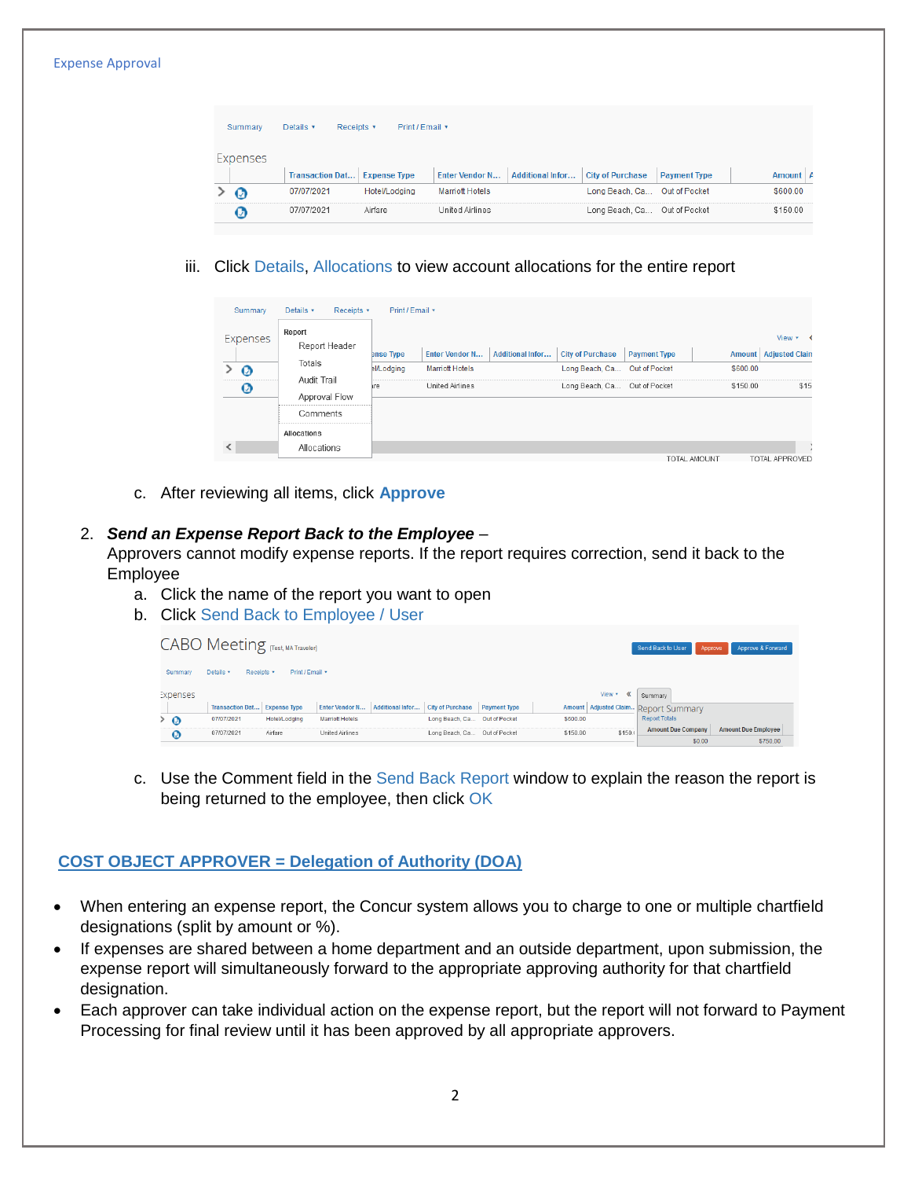Expense Approval

iii. Click Details, Allocations to view account allocations for the entire report

c. After reviewing all items, click **Approve**

2. ***Send an Expense Report Back to the Employee*** –
   Approvers cannot modify expense reports. If the report requires correction, send it back to the Employee
   a. Click the name of the report you want to open
   b. Click Send Back to Employee / User
   c. Use the Comment field in the Send Back Report window to explain the reason the report is being returned to the employee, then click OK

## COST OBJECT APPROVER = Delegation of Authority (DOA)

- When entering an expense report, the Concur system allows you to charge to one or multiple chartfield designations (split by amount or %).
- If expenses are shared between a home department and an outside department, upon submission, the expense report will simultaneously forward to the appropriate approving authority for that chartfield designation.
- Each approver can take individual action on the expense report, but the report will not forward to Payment Processing for final review until it has been approved by all appropriate approvers.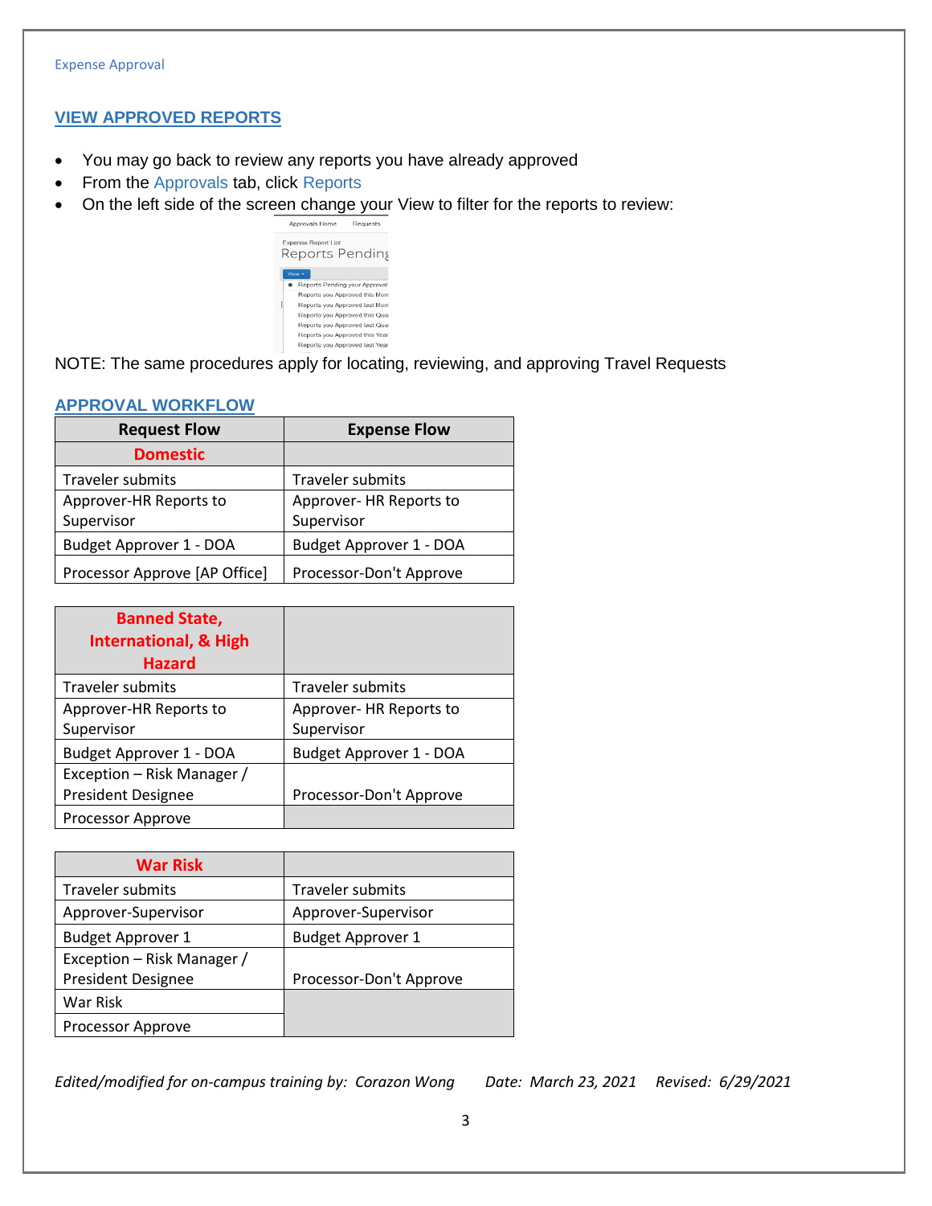## VIEW APPROVED REPORTS

- You may go back to review any reports you have already approved
- From the Approvals tab, click Reports
- On the left side of the screen change your View to filter for the reports to review:

NOTE: The same procedures apply for locating, reviewing, and approving Travel Requests

## APPROVAL WORKFLOW

| Request Flow | Expense Flow |
|---|---|
| **Domestic** | |
| Traveler submits | Traveler submits |
| Approver-HR Reports to Supervisor | Approver- HR Reports to Supervisor |
| Budget Approver 1 - DOA | Budget Approver 1 - DOA |
| Processor Approve [AP Office] | Processor-Don't Approve |

| | |
|---|---|
| **Banned State, International, & High Hazard** | |
| Traveler submits | Traveler submits |
| Approver-HR Reports to Supervisor | Approver- HR Reports to Supervisor |
| Budget Approver 1 - DOA | Budget Approver 1 - DOA |
| Exception – Risk Manager / President Designee | Processor-Don't Approve |
| Processor Approve | |

| | |
|---|---|
| **War Risk** | |
| Traveler submits | Traveler submits |
| Approver-Supervisor | Approver-Supervisor |
| Budget Approver 1 | Budget Approver 1 |
| Exception – Risk Manager / President Designee | Processor-Don't Approve |
| War Risk | |
| Processor Approve | |

*Edited/modified for on-campus training by: Corazon Wong Date: March 23, 2021 Revised: 6/29/2021*